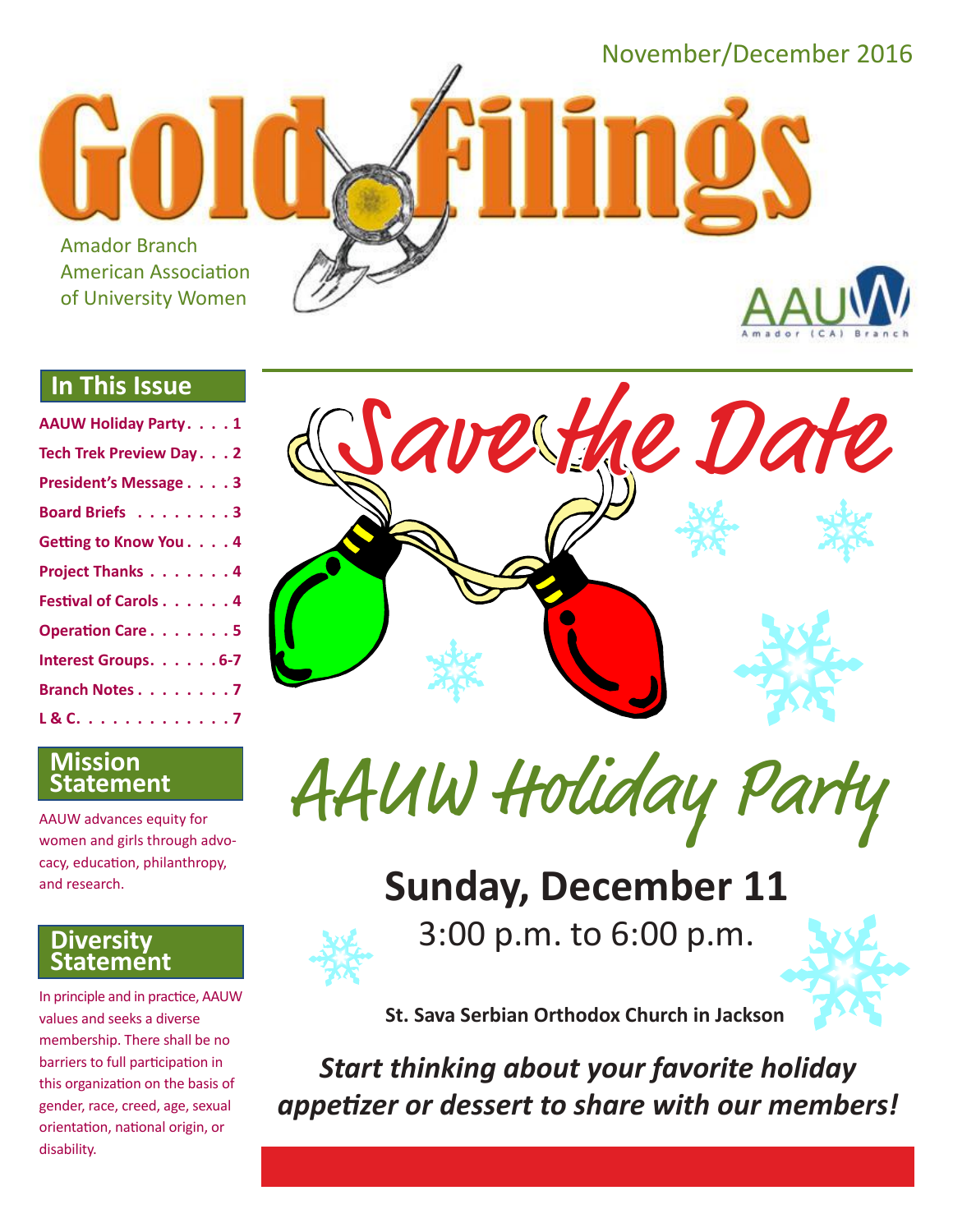November/December 2016

# Gold Filings

Amador Branch
American Association
of University Women

AAUW Amador (CA) Branch

## In This Issue

| | |
|---|---|
| AAUW Holiday Party | 1 |
| Tech Trek Preview Day | 2 |
| President's Message | 3 |
| Board Briefs | 3 |
| Getting to Know You | 4 |
| Project Thanks | 4 |
| Festival of Carols | 4 |
| Operation Care | 5 |
| Interest Groups | 6-7 |
| Branch Notes | 7 |
| L & C. | 7 |

## Mission Statement

AAUW advances equity for women and girls through advocacy, education, philanthropy, and research.

## Diversity Statement

In principle and in practice, AAUW values and seeks a diverse membership. There shall be no barriers to full participation in this organization on the basis of gender, race, creed, age, sexual orientation, national origin, or disability.

# Save the Date

# AAUW Holiday Party

## Sunday, December 11

3:00 p.m. to 6:00 p.m.

**St. Sava Serbian Orthodox Church in Jackson**

***Start thinking about your favorite holiday appetizer or dessert to share with our members!***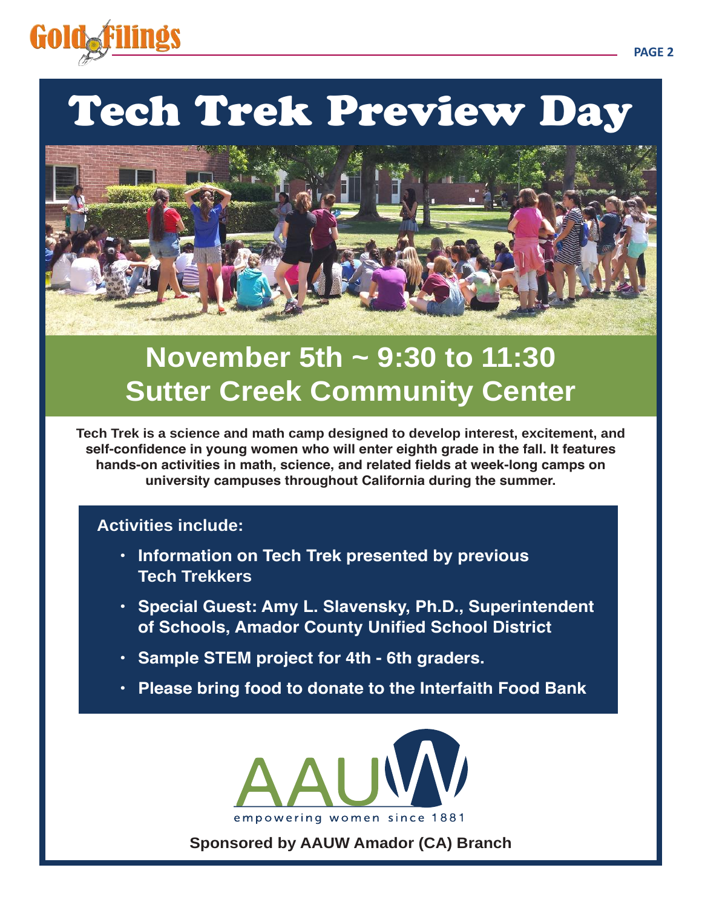# Tech Trek Preview Day

## November 5th ~ 9:30 to 11:30
## Sutter Creek Community Center

**Tech Trek is a science and math camp designed to develop interest, excitement, and self-confidence in young women who will enter eighth grade in the fall. It features hands-on activities in math, science, and related fields at week-long camps on university campuses throughout California during the summer.**

**Activities include:**

- **Information on Tech Trek presented by previous Tech Trekkers**
- **Special Guest: Amy L. Slavensky, Ph.D., Superintendent of Schools, Amador County Unified School District**
- **Sample STEM project for 4th - 6th graders.**
- **Please bring food to donate to the Interfaith Food Bank**

AAUW
empowering women since 1881

**Sponsored by AAUW Amador (CA) Branch**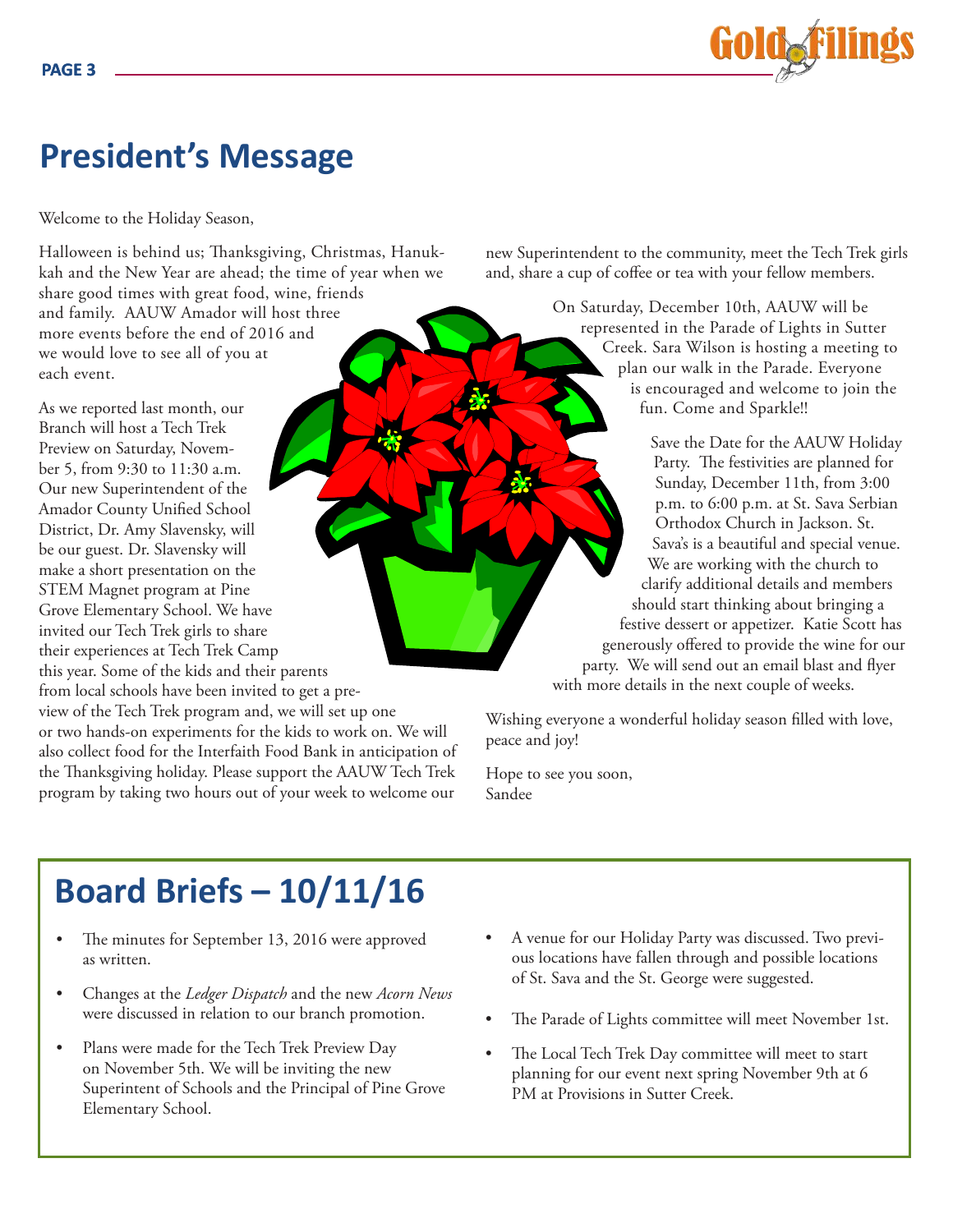## President's Message

Welcome to the Holiday Season,

Halloween is behind us; Thanksgiving, Christmas, Hanukkah and the New Year are ahead; the time of year when we share good times with great food, wine, friends and family. AAUW Amador will host three more events before the end of 2016 and we would love to see all of you at each event.

As we reported last month, our Branch will host a Tech Trek Preview on Saturday, November 5, from 9:30 to 11:30 a.m. Our new Superintendent of the Amador County Unified School District, Dr. Amy Slavensky, will be our guest. Dr. Slavensky will make a short presentation on the STEM Magnet program at Pine Grove Elementary School. We have invited our Tech Trek girls to share their experiences at Tech Trek Camp this year. Some of the kids and their parents from local schools have been invited to get a preview of the Tech Trek program and, we will set up one or two hands-on experiments for the kids to work on. We will also collect food for the Interfaith Food Bank in anticipation of the Thanksgiving holiday. Please support the AAUW Tech Trek program by taking two hours out of your week to welcome our new Superintendent to the community, meet the Tech Trek girls and, share a cup of coffee or tea with your fellow members.

On Saturday, December 10th, AAUW will be represented in the Parade of Lights in Sutter Creek. Sara Wilson is hosting a meeting to plan our walk in the Parade. Everyone is encouraged and welcome to join the fun. Come and Sparkle!!

Save the Date for the AAUW Holiday Party. The festivities are planned for Sunday, December 11th, from 3:00 p.m. to 6:00 p.m. at St. Sava Serbian Orthodox Church in Jackson. St. Sava's is a beautiful and special venue. We are working with the church to clarify additional details and members should start thinking about bringing a festive dessert or appetizer. Katie Scott has generously offered to provide the wine for our party. We will send out an email blast and flyer with more details in the next couple of weeks.

Wishing everyone a wonderful holiday season filled with love, peace and joy!

Hope to see you soon,
Sandee

## Board Briefs – 10/11/16

- The minutes for September 13, 2016 were approved as written.
- Changes at the *Ledger Dispatch* and the new *Acorn News* were discussed in relation to our branch promotion.
- Plans were made for the Tech Trek Preview Day on November 5th. We will be inviting the new Superintent of Schools and the Principal of Pine Grove Elementary School.
- A venue for our Holiday Party was discussed. Two previous locations have fallen through and possible locations of St. Sava and the St. George were suggested.
- The Parade of Lights committee will meet November 1st.
- The Local Tech Trek Day committee will meet to start planning for our event next spring November 9th at 6 PM at Provisions in Sutter Creek.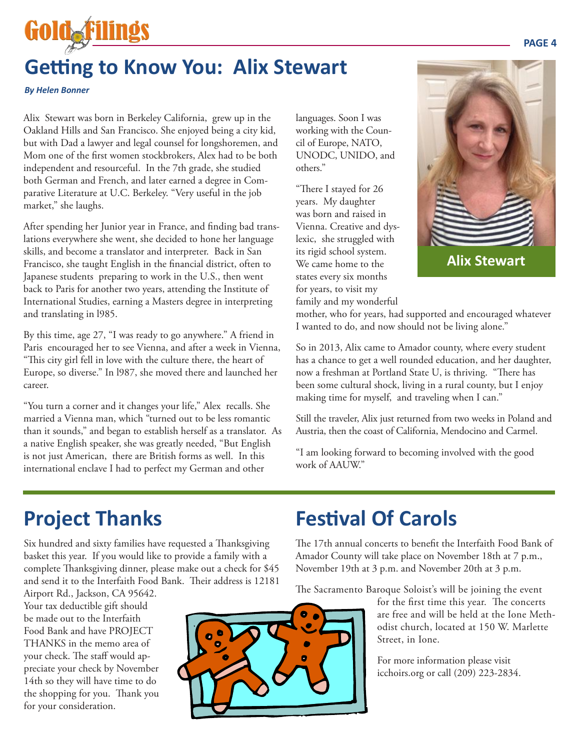## Getting to Know You: Alix Stewart

***By Helen Bonner***

Alix Stewart was born in Berkeley California, grew up in the Oakland Hills and San Francisco. She enjoyed being a city kid, but with Dad a lawyer and legal counsel for longshoremen, and Mom one of the first women stockbrokers, Alex had to be both independent and resourceful. In the 7th grade, she studied both German and French, and later earned a degree in Comparative Literature at U.C. Berkeley. "Very useful in the job market," she laughs.

After spending her Junior year in France, and finding bad translations everywhere she went, she decided to hone her language skills, and become a translator and interpreter. Back in San Francisco, she taught English in the financial district, often to Japanese students preparing to work in the U.S., then went back to Paris for another two years, attending the Institute of International Studies, earning a Masters degree in interpreting and translating in l985.

By this time, age 27, "I was ready to go anywhere." A friend in Paris encouraged her to see Vienna, and after a week in Vienna, "This city girl fell in love with the culture there, the heart of Europe, so diverse." In l987, she moved there and launched her career.

"You turn a corner and it changes your life," Alex recalls. She married a Vienna man, which "turned out to be less romantic than it sounds," and began to establish herself as a translator. As a native English speaker, she was greatly needed, "But English is not just American, there are British forms as well. In this international enclave I had to perfect my German and other languages. Soon I was working with the Council of Europe, NATO, UNODC, UNIDO, and others."

"There I stayed for 26 years. My daughter was born and raised in Vienna. Creative and dyslexic, she struggled with its rigid school system. We came home to the states every six months for years, to visit my family and my wonderful mother, who for years, had supported and encouraged whatever I wanted to do, and now should not be living alone."

**Alix Stewart**

So in 2013, Alix came to Amador county, where every student has a chance to get a well rounded education, and her daughter, now a freshman at Portland State U, is thriving. "There has been some cultural shock, living in a rural county, but I enjoy making time for myself, and traveling when I can."

Still the traveler, Alix just returned from two weeks in Poland and Austria, then the coast of California, Mendocino and Carmel.

"I am looking forward to becoming involved with the good work of AAUW."

## Project Thanks

Six hundred and sixty families have requested a Thanksgiving basket this year. If you would like to provide a family with a complete Thanksgiving dinner, please make out a check for $45 and send it to the Interfaith Food Bank. Their address is 12181 Airport Rd., Jackson, CA 95642. Your tax deductible gift should be made out to the Interfaith Food Bank and have PROJECT THANKS in the memo area of your check. The staff would appreciate your check by November 14th so they will have time to do the shopping for you. Thank you for your consideration.

## Festival Of Carols

The 17th annual concerts to benefit the Interfaith Food Bank of Amador County will take place on November 18th at 7 p.m., November 19th at 3 p.m. and November 20th at 3 p.m.

The Sacramento Baroque Soloist's will be joining the event for the first time this year. The concerts are free and will be held at the Ione Methodist church, located at 150 W. Marlette Street, in Ione.

For more information please visit icchoirs.org or call (209) 223-2834.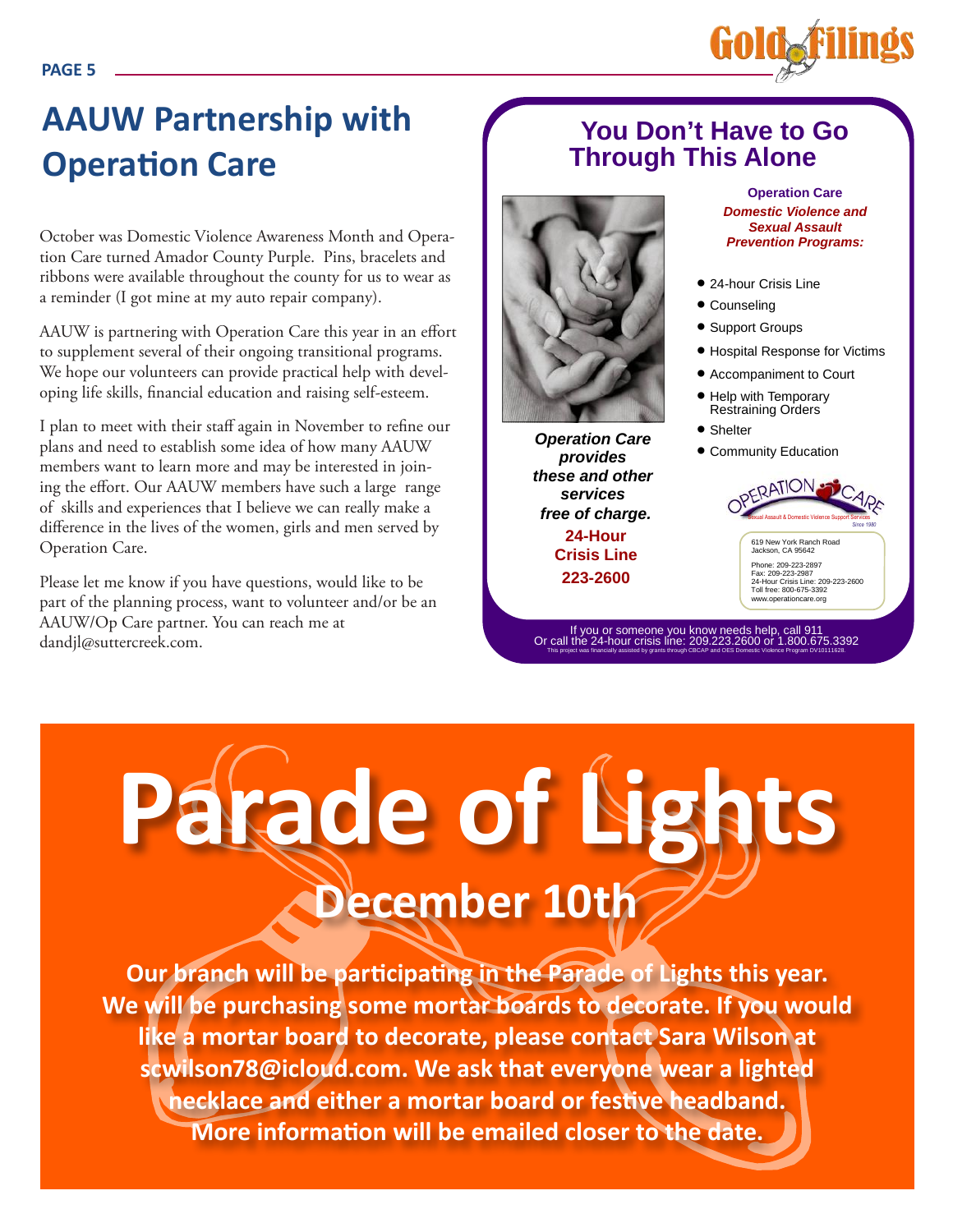# AAUW Partnership with Operation Care

October was Domestic Violence Awareness Month and Operation Care turned Amador County Purple. Pins, bracelets and ribbons were available throughout the county for us to wear as a reminder (I got mine at my auto repair company).

AAUW is partnering with Operation Care this year in an effort to supplement several of their ongoing transitional programs. We hope our volunteers can provide practical help with developing life skills, financial education and raising self-esteem.

I plan to meet with their staff again in November to refine our plans and need to establish some idea of how many AAUW members want to learn more and may be interested in joining the effort. Our AAUW members have such a large range of skills and experiences that I believe we can really make a difference in the lives of the women, girls and men served by Operation Care.

Please let me know if you have questions, would like to be part of the planning process, want to volunteer and/or be an AAUW/Op Care partner. You can reach me at dandjl@suttercreek.com.

## You Don't Have to Go Through This Alone

**Operation Care**
***Domestic Violence and Sexual Assault Prevention Programs:***

- 24-hour Crisis Line
- Counseling
- Support Groups
- Hospital Response for Victims
- Accompaniment to Court
- Help with Temporary Restraining Orders
- Shelter
- Community Education

***Operation Care provides these and other services free of charge.***

**24-Hour Crisis Line 223-2600**

OPERATION CARE
Sexual Assault & Domestic Violence Support Services
Since 1980

619 New York Ranch Road
Jackson, CA 95642

Phone: 209-223-2897
Fax: 209-223-2987
24-Hour Crisis Line: 209-223-2600
Toll free: 800-675-3392
www.operationcare.org

If you or someone you know needs help, call 911
Or call the 24-hour crisis line: 209.223.2600 or 1.800.675.3392

This project was financially assisted by grants through CBCAP and OES Domestic Violence Program DV10111628.

# Parade of Lights

## December 10th

**Our branch will be participating in the Parade of Lights this year. We will be purchasing some mortar boards to decorate. If you would like a mortar board to decorate, please contact Sara Wilson at scwilson78@icloud.com. We ask that everyone wear a lighted necklace and either a mortar board or festive headband. More information will be emailed closer to the date.**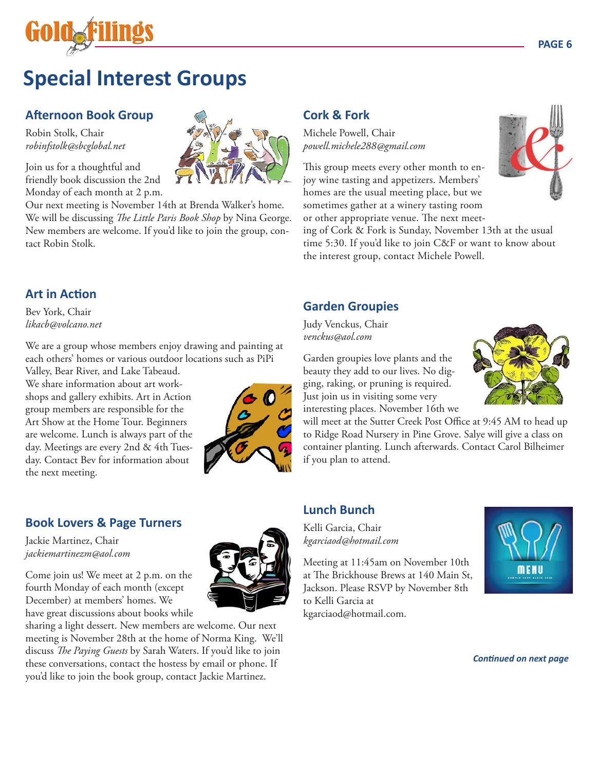# Special Interest Groups

## Afternoon Book Group

Robin Stolk, Chair
*robinfstolk@sbcglobal.net*

Join us for a thoughtful and friendly book discussion the 2nd Monday of each month at 2 p.m. Our next meeting is November 14th at Brenda Walker's home. We will be discussing *The Little Paris Book Shop* by Nina George. New members are welcome. If you'd like to join the group, contact Robin Stolk.

## Art in Action

Bev York, Chair
*likacb@volcano.net*

We are a group whose members enjoy drawing and painting at each others' homes or various outdoor locations such as PiPi Valley, Bear River, and Lake Tabeaud. We share information about art workshops and gallery exhibits. Art in Action group members are responsible for the Art Show at the Home Tour. Beginners are welcome. Lunch is always part of the day. Meetings are every 2nd & 4th Tuesday. Contact Bev for information about the next meeting.

## Book Lovers & Page Turners

Jackie Martinez, Chair
*jackiemartinezm@aol.com*

Come join us! We meet at 2 p.m. on the fourth Monday of each month (except December) at members' homes. We have great discussions about books while sharing a light dessert. New members are welcome. Our next meeting is November 28th at the home of Norma King. We'll discuss *The Paying Guests* by Sarah Waters. If you'd like to join these conversations, contact the hostess by email or phone. If you'd like to join the book group, contact Jackie Martinez.

## Cork & Fork

Michele Powell, Chair
*powell.michele288@gmail.com*

This group meets every other month to enjoy wine tasting and appetizers. Members' homes are the usual meeting place, but we sometimes gather at a winery tasting room or other appropriate venue. The next meeting of Cork & Fork is Sunday, November 13th at the usual time 5:30. If you'd like to join C&F or want to know about the interest group, contact Michele Powell.

## Garden Groupies

Judy Venckus, Chair
*venckus@aol.com*

Garden groupies love plants and the beauty they add to our lives. No digging, raking, or pruning is required. Just join us in visiting some very interesting places. November 16th we will meet at the Sutter Creek Post Office at 9:45 AM to head up to Ridge Road Nursery in Pine Grove. Salye will give a class on container planting. Lunch afterwards. Contact Carol Bilheimer if you plan to attend.

## Lunch Bunch

Kelli Garcia, Chair
*kgarciaod@hotmail.com*

Meeting at 11:45am on November 10th at The Brickhouse Brews at 140 Main St, Jackson. Please RSVP by November 8th to Kelli Garcia at kgarciaod@hotmail.com.

***Continued on next page***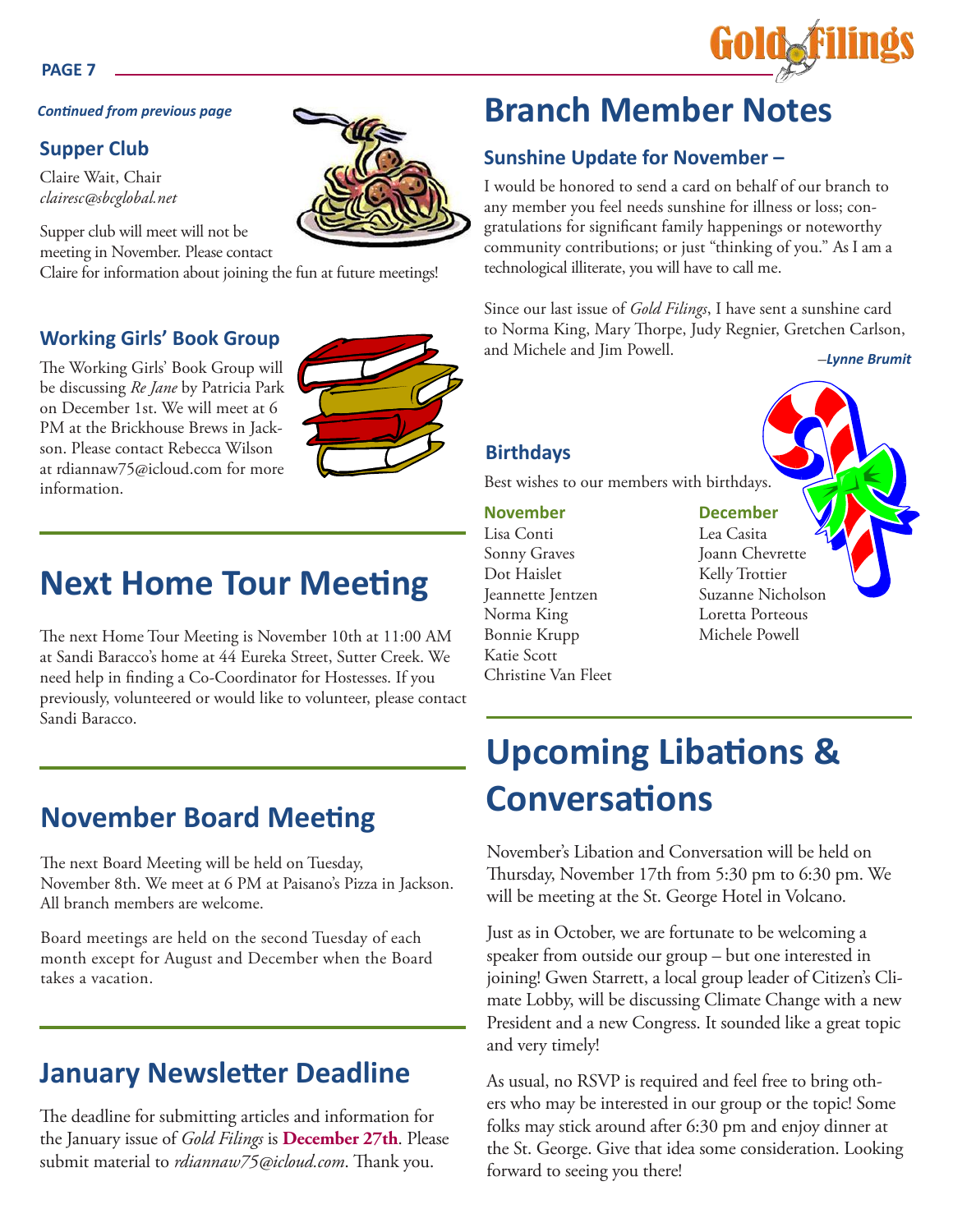*Continued from previous page*

### Supper Club

Claire Wait, Chair
*clairesc@sbcglobal.net*

Supper club will meet will not be meeting in November. Please contact Claire for information about joining the fun at future meetings!

### Working Girls' Book Group

The Working Girls' Book Group will be discussing *Re Jane* by Patricia Park on December 1st. We will meet at 6 PM at the Brickhouse Brews in Jackson. Please contact Rebecca Wilson at rdiannaw75@icloud.com for more information.

## Next Home Tour Meeting

The next Home Tour Meeting is November 10th at 11:00 AM at Sandi Baracco's home at 44 Eureka Street, Sutter Creek. We need help in finding a Co-Coordinator for Hostesses. If you previously, volunteered or would like to volunteer, please contact Sandi Baracco.

## November Board Meeting

The next Board Meeting will be held on Tuesday, November 8th. We meet at 6 PM at Paisano's Pizza in Jackson. All branch members are welcome.

Board meetings are held on the second Tuesday of each month except for August and December when the Board takes a vacation.

## January Newsletter Deadline

The deadline for submitting articles and information for the January issue of *Gold Filings* is **December 27th**. Please submit material to *rdiannaw75@icloud.com*. Thank you.

# Branch Member Notes

### Sunshine Update for November –

I would be honored to send a card on behalf of our branch to any member you feel needs sunshine for illness or loss; congratulations for significant family happenings or noteworthy community contributions; or just "thinking of you." As I am a technological illiterate, you will have to call me.

Since our last issue of *Gold Filings*, I have sent a sunshine card to Norma King, Mary Thorpe, Judy Regnier, Gretchen Carlson, and Michele and Jim Powell.

*–Lynne Brumit*

### Birthdays

Best wishes to our members with birthdays.

**November**

Lisa Conti
Sonny Graves
Dot Haislet
Jeannette Jentzen
Norma King
Bonnie Krupp
Katie Scott
Christine Van Fleet

**December**

Lea Casita
Joann Chevrette
Kelly Trottier
Suzanne Nicholson
Loretta Porteous
Michele Powell

## Upcoming Libations & Conversations

November's Libation and Conversation will be held on Thursday, November 17th from 5:30 pm to 6:30 pm. We will be meeting at the St. George Hotel in Volcano.

Just as in October, we are fortunate to be welcoming a speaker from outside our group – but one interested in joining! Gwen Starrett, a local group leader of Citizen's Climate Lobby, will be discussing Climate Change with a new President and a new Congress. It sounded like a great topic and very timely!

As usual, no RSVP is required and feel free to bring others who may be interested in our group or the topic! Some folks may stick around after 6:30 pm and enjoy dinner at the St. George. Give that idea some consideration. Looking forward to seeing you there!